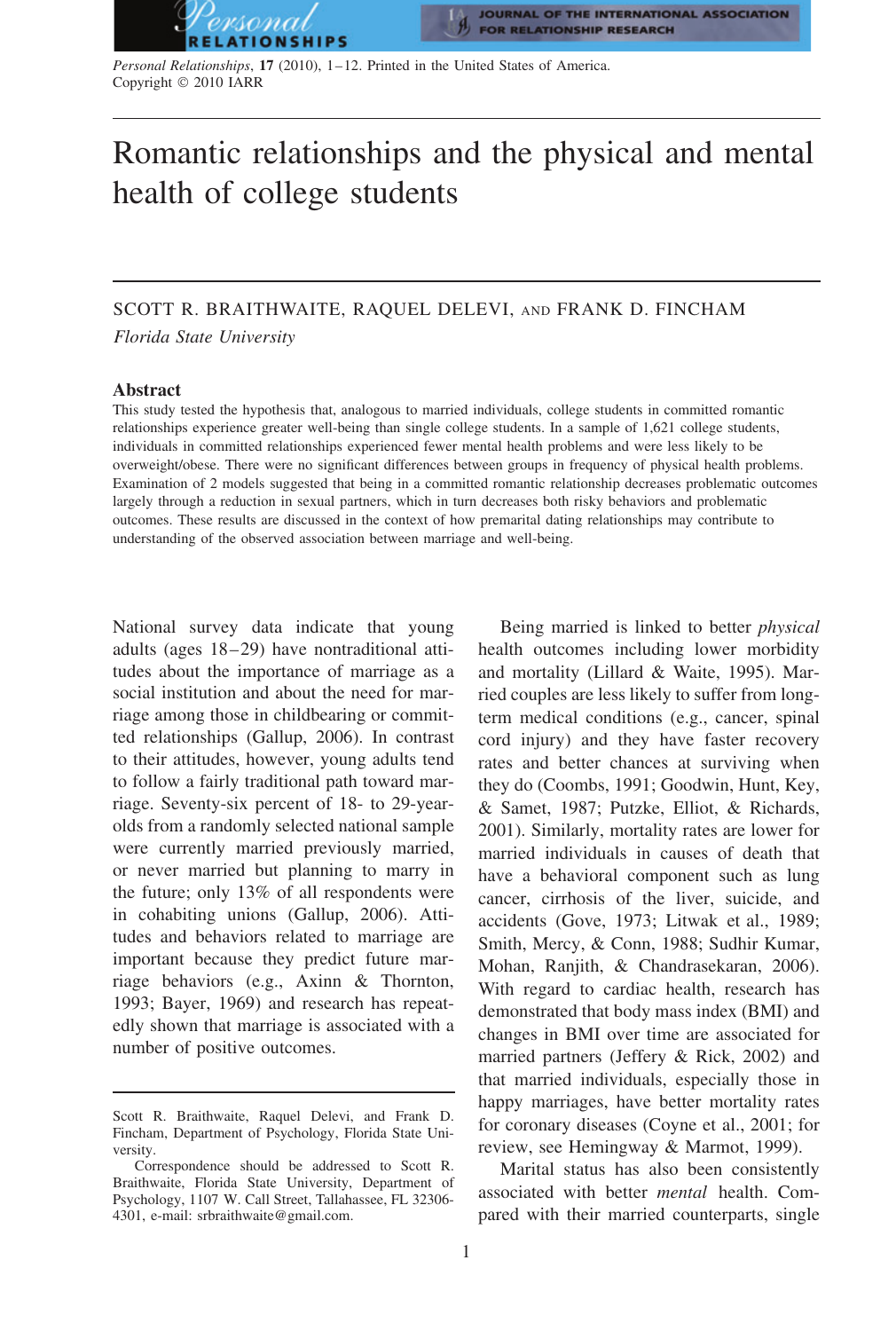# Romantic relationships and the physical and mental health of college students

SCOTT R. BRAITHWAITE, RAQUEL DELEVI, AND FRANK D. FINCHAM

*Florida State University*

## Abstract

This study tested the hypothesis that, analogous to married individuals, college students in committed romantic relationships experience greater well-being than single college students. In a sample of 1,621 college students, individuals in committed relationships experienced fewer mental health problems and were less likely to be overweight/obese. There were no significant differences between groups in frequency of physical health problems. Examination of 2 models suggested that being in a committed romantic relationship decreases problematic outcomes largely through a reduction in sexual partners, which in turn decreases both risky behaviors and problematic outcomes. These results are discussed in the context of how premarital dating relationships may contribute to understanding of the observed association between marriage and well-being.

National survey data indicate that young adults (ages 18–29) have nontraditional attitudes about the importance of marriage as a social institution and about the need for marriage among those in childbearing or committed relationships (Gallup, 2006). In contrast to their attitudes, however, young adults tend to follow a fairly traditional path toward marriage. Seventy-six percent of 18- to 29-year-olds from a randomly selected national sample were currently married, previously married, or never married but planning to marry in the future; only 13% of all respondents were in cohabiting unions (Gallup, 2006). Attitudes and behaviors related to marriage are important because they predict future marriage behaviors (e.g., Axinn & Thornton, 1993; Bayer, 1969) and research has repeatedly shown that marriage is associated with a number of positive outcomes.

Being married is linked to better *physical* health outcomes including lower morbidity and mortality (Lillard & Waite, 1995). Married couples are less likely to suffer from long-term medical conditions (e.g., cancer, spinal cord injury) and they have faster recovery rates and better chances at surviving when they do (Coombs, 1991; Goodwin, Hunt, Key, & Samet, 1987; Putzke, Elliot, & Richards, 2001). Similarly, mortality rates are lower for married individuals in causes of death that have a behavioral component such as lung cancer, cirrhosis of the liver, suicide, and accidents (Gove, 1973; Litwak et al., 1989; Smith, Mercy, & Conn, 1988; Sudhir Kumar, Mohan, Ranjith, & Chandrasekaran, 2006). With regard to cardiac health, research has demonstrated that body mass index (BMI) and changes in BMI over time are associated for married partners (Jeffery & Rick, 2002) and that married individuals, especially those in happy marriages, have better mortality rates for coronary diseases (Coyne et al., 2001; for review, see Hemingway & Marmot, 1999).

Marital status has also been consistently associated with better *mental* health. Compared with their married counterparts, single

---

Scott R. Braithwaite, Raquel Delevi, and Frank D. Fincham, Department of Psychology, Florida State University.

Correspondence should be addressed to Scott R. Braithwaite, Florida State University, Department of Psychology, 1107 W. Call Street, Tallahassee, FL 32306-4301, e-mail: srbraithwaite@gmail.com.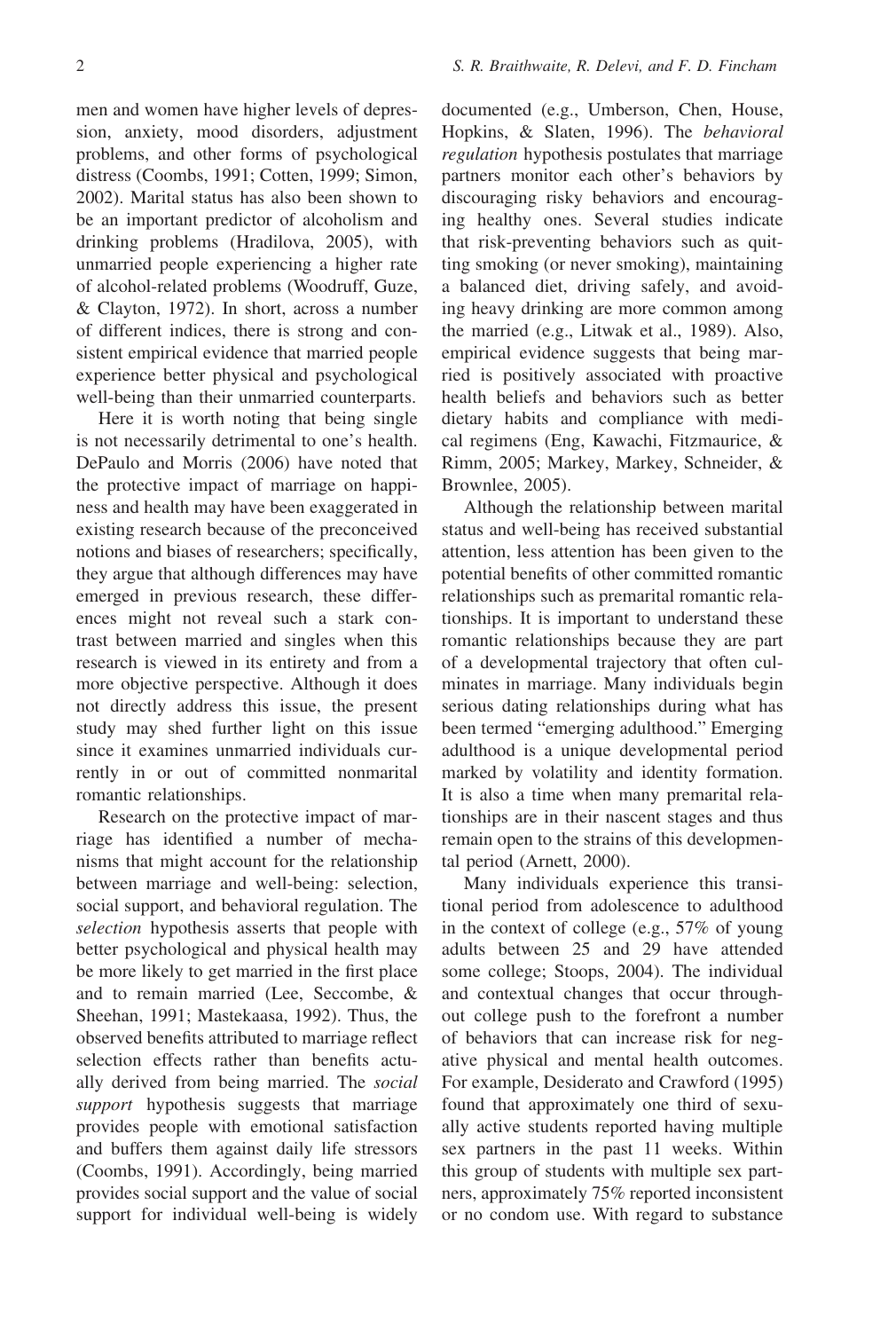men and women have higher levels of depression, anxiety, mood disorders, adjustment problems, and other forms of psychological distress (Coombs, 1991; Cotten, 1999; Simon, 2002). Marital status has also been shown to be an important predictor of alcoholism and drinking problems (Hradilova, 2005), with unmarried people experiencing a higher rate of alcohol-related problems (Woodruff, Guze, & Clayton, 1972). In short, across a number of different indices, there is strong and consistent empirical evidence that married people experience better physical and psychological well-being than their unmarried counterparts.

Here it is worth noting that being single is not necessarily detrimental to one's health. DePaulo and Morris (2006) have noted that the protective impact of marriage on happiness and health may have been exaggerated in existing research because of the preconceived notions and biases of researchers; specifically, they argue that although differences may have emerged in previous research, these differences might not reveal such a stark contrast between married and singles when this research is viewed in its entirety and from a more objective perspective. Although it does not directly address this issue, the present study may shed further light on this issue since it examines unmarried individuals currently in or out of committed nonmarital romantic relationships.

Research on the protective impact of marriage has identified a number of mechanisms that might account for the relationship between marriage and well-being: selection, social support, and behavioral regulation. The *selection* hypothesis asserts that people with better psychological and physical health may be more likely to get married in the first place and to remain married (Lee, Seccombe, & Sheehan, 1991; Mastekaasa, 1992). Thus, the observed benefits attributed to marriage reflect selection effects rather than benefits actually derived from being married. The *social support* hypothesis suggests that marriage provides people with emotional satisfaction and buffers them against daily life stressors (Coombs, 1991). Accordingly, being married provides social support and the value of social support for individual well-being is widely documented (e.g., Umberson, Chen, House, Hopkins, & Slaten, 1996). The *behavioral regulation* hypothesis postulates that marriage partners monitor each other's behaviors by discouraging risky behaviors and encouraging healthy ones. Several studies indicate that risk-preventing behaviors such as quitting smoking (or never smoking), maintaining a balanced diet, driving safely, and avoiding heavy drinking are more common among the married (e.g., Litwak et al., 1989). Also, empirical evidence suggests that being married is positively associated with proactive health beliefs and behaviors such as better dietary habits and compliance with medical regimens (Eng, Kawachi, Fitzmaurice, & Rimm, 2005; Markey, Markey, Schneider, & Brownlee, 2005).

Although the relationship between marital status and well-being has received substantial attention, less attention has been given to the potential benefits of other committed romantic relationships such as premarital romantic relationships. It is important to understand these romantic relationships because they are part of a developmental trajectory that often culminates in marriage. Many individuals begin serious dating relationships during what has been termed "emerging adulthood." Emerging adulthood is a unique developmental period marked by volatility and identity formation. It is also a time when many premarital relationships are in their nascent stages and thus remain open to the strains of this developmental period (Arnett, 2000).

Many individuals experience this transitional period from adolescence to adulthood in the context of college (e.g., 57% of young adults between 25 and 29 have attended some college; Stoops, 2004). The individual and contextual changes that occur throughout college push to the forefront a number of behaviors that can increase risk for negative physical and mental health outcomes. For example, Desiderato and Crawford (1995) found that approximately one third of sexually active students reported having multiple sex partners in the past 11 weeks. Within this group of students with multiple sex partners, approximately 75% reported inconsistent or no condom use. With regard to substance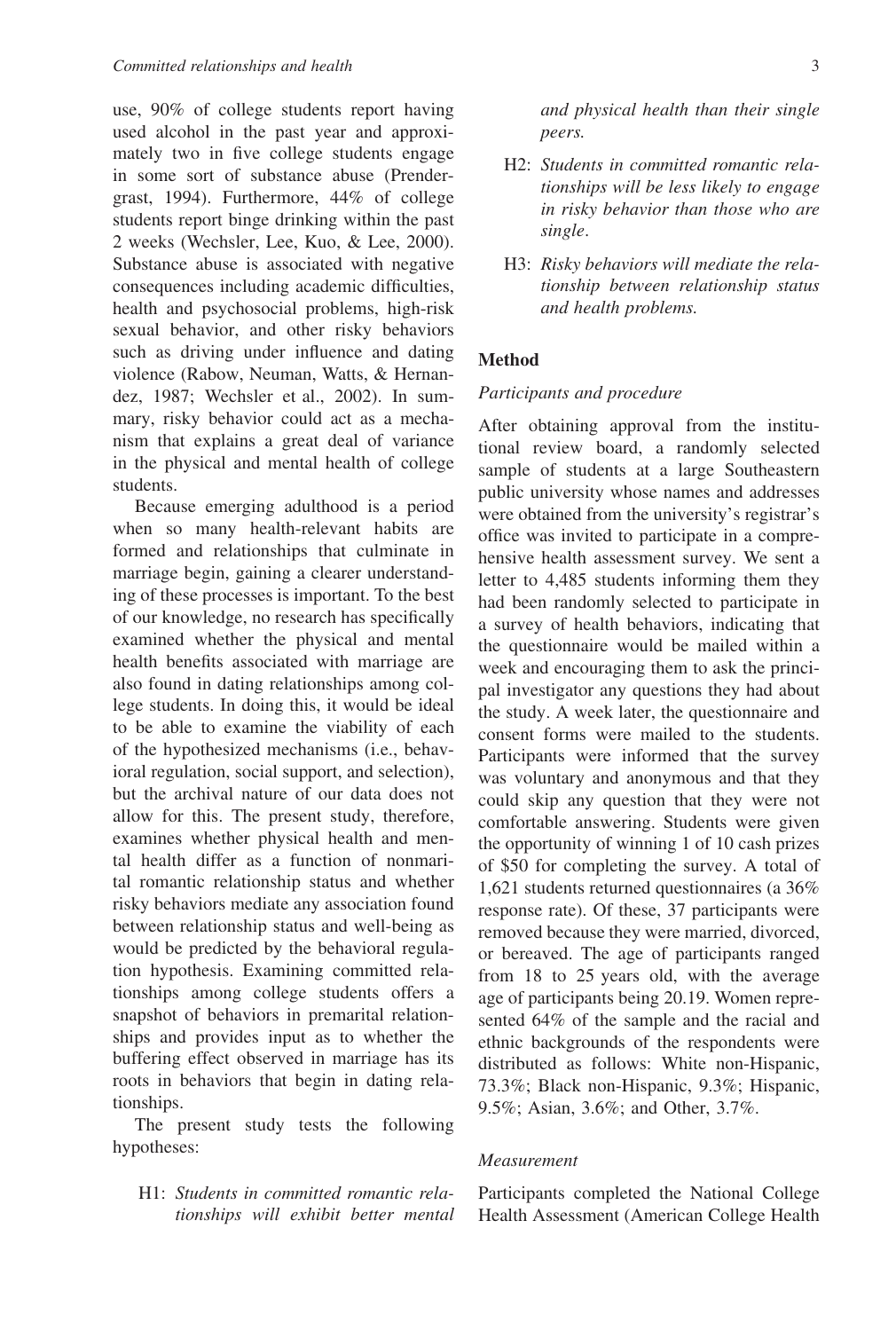use, 90% of college students report having used alcohol in the past year and approximately two in five college students engage in some sort of substance abuse (Prendergrast, 1994). Furthermore, 44% of college students report binge drinking within the past 2 weeks (Wechsler, Lee, Kuo, & Lee, 2000). Substance abuse is associated with negative consequences including academic difficulties, health and psychosocial problems, high-risk sexual behavior, and other risky behaviors such as driving under influence and dating violence (Rabow, Neuman, Watts, & Hernandez, 1987; Wechsler et al., 2002). In summary, risky behavior could act as a mechanism that explains a great deal of variance in the physical and mental health of college students.

Because emerging adulthood is a period when so many health-relevant habits are formed and relationships that culminate in marriage begin, gaining a clearer understanding of these processes is important. To the best of our knowledge, no research has specifically examined whether the physical and mental health benefits associated with marriage are also found in dating relationships among college students. In doing this, it would be ideal to be able to examine the viability of each of the hypothesized mechanisms (i.e., behavioral regulation, social support, and selection), but the archival nature of our data does not allow for this. The present study, therefore, examines whether physical health and mental health differ as a function of nonmarital romantic relationship status and whether risky behaviors mediate any association found between relationship status and well-being as would be predicted by the behavioral regulation hypothesis. Examining committed relationships among college students offers a snapshot of behaviors in premarital relationships and provides input as to whether the buffering effect observed in marriage has its roots in behaviors that begin in dating relationships.

The present study tests the following hypotheses:

- H1: *Students in committed romantic relationships will exhibit better mental and physical health than their single peers.*
- H2: *Students in committed romantic relationships will be less likely to engage in risky behavior than those who are single*.
- H3: *Risky behaviors will mediate the relationship between relationship status and health problems.*

## Method

### Participants and procedure

After obtaining approval from the institutional review board, a randomly selected sample of students at a large Southeastern public university whose names and addresses were obtained from the university's registrar's office was invited to participate in a comprehensive health assessment survey. We sent a letter to 4,485 students informing them they had been randomly selected to participate in a survey of health behaviors, indicating that the questionnaire would be mailed within a week and encouraging them to ask the principal investigator any questions they had about the study. A week later, the questionnaire and consent forms were mailed to the students. Participants were informed that the survey was voluntary and anonymous and that they could skip any question that they were not comfortable answering. Students were given the opportunity of winning 1 of 10 cash prizes of $50 for completing the survey. A total of 1,621 students returned questionnaires (a 36% response rate). Of these, 37 participants were removed because they were married, divorced, or bereaved. The age of participants ranged from 18 to 25 years old, with the average age of participants being 20.19. Women represented 64% of the sample and the racial and ethnic backgrounds of the respondents were distributed as follows: White non-Hispanic, 73.3%; Black non-Hispanic, 9.3%; Hispanic, 9.5%; Asian, 3.6%; and Other, 3.7%.

### Measurement

Participants completed the National College Health Assessment (American College Health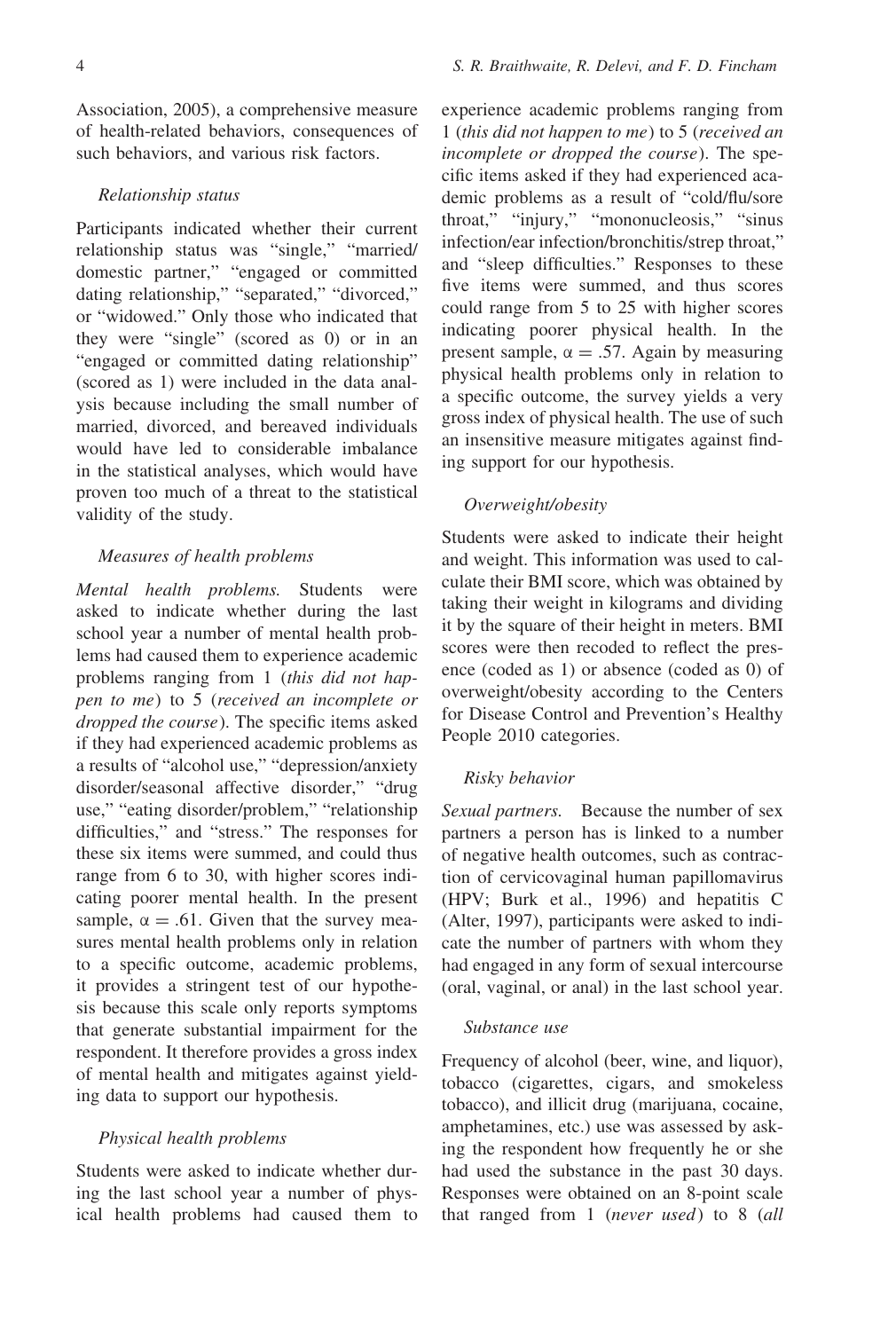Association, 2005), a comprehensive measure of health-related behaviors, consequences of such behaviors, and various risk factors.

### *Relationship status*

Participants indicated whether their current relationship status was "single," "married/domestic partner," "engaged or committed dating relationship," "separated," "divorced," or "widowed." Only those who indicated that they were "single" (scored as 0) or in an "engaged or committed dating relationship" (scored as 1) were included in the data analysis because including the small number of married, divorced, and bereaved individuals would have led to considerable imbalance in the statistical analyses, which would have proven too much of a threat to the statistical validity of the study.

### *Measures of health problems*

*Mental health problems.* Students were asked to indicate whether during the last school year a number of mental health problems had caused them to experience academic problems ranging from 1 (*this did not happen to me*) to 5 (*received an incomplete or dropped the course*). The specific items asked if they had experienced academic problems as a results of "alcohol use," "depression/anxiety disorder/seasonal affective disorder," "drug use," "eating disorder/problem," "relationship difficulties," and "stress." The responses for these six items were summed, and could thus range from 6 to 30, with higher scores indicating poorer mental health. In the present sample, $\alpha = .61$. Given that the survey measures mental health problems only in relation to a specific outcome, academic problems, it provides a stringent test of our hypothesis because this scale only reports symptoms that generate substantial impairment for the respondent. It therefore provides a gross index of mental health and mitigates against yielding data to support our hypothesis.

### *Physical health problems*

Students were asked to indicate whether during the last school year a number of physical health problems had caused them to experience academic problems ranging from 1 (*this did not happen to me*) to 5 (*received an incomplete or dropped the course*). The specific items asked if they had experienced academic problems as a result of "cold/flu/sore throat," "injury," "mononucleosis," "sinus infection/ear infection/bronchitis/strep throat," and "sleep difficulties." Responses to these five items were summed, and thus scores could range from 5 to 25 with higher scores indicating poorer physical health. In the present sample, $\alpha = .57$. Again by measuring physical health problems only in relation to a specific outcome, the survey yields a very gross index of physical health. The use of such an insensitive measure mitigates against finding support for our hypothesis.

### *Overweight/obesity*

Students were asked to indicate their height and weight. This information was used to calculate their BMI score, which was obtained by taking their weight in kilograms and dividing it by the square of their height in meters. BMI scores were then recoded to reflect the presence (coded as 1) or absence (coded as 0) of overweight/obesity according to the Centers for Disease Control and Prevention's Healthy People 2010 categories.

### *Risky behavior*

*Sexual partners.* Because the number of sex partners a person has is linked to a number of negative health outcomes, such as contraction of cervicovaginal human papillomavirus (HPV; Burk et al., 1996) and hepatitis C (Alter, 1997), participants were asked to indicate the number of partners with whom they had engaged in any form of sexual intercourse (oral, vaginal, or anal) in the last school year.

### *Substance use*

Frequency of alcohol (beer, wine, and liquor), tobacco (cigarettes, cigars, and smokeless tobacco), and illicit drug (marijuana, cocaine, amphetamines, etc.) use was assessed by asking the respondent how frequently he or she had used the substance in the past 30 days. Responses were obtained on an 8-point scale that ranged from 1 (*never used*) to 8 (*all*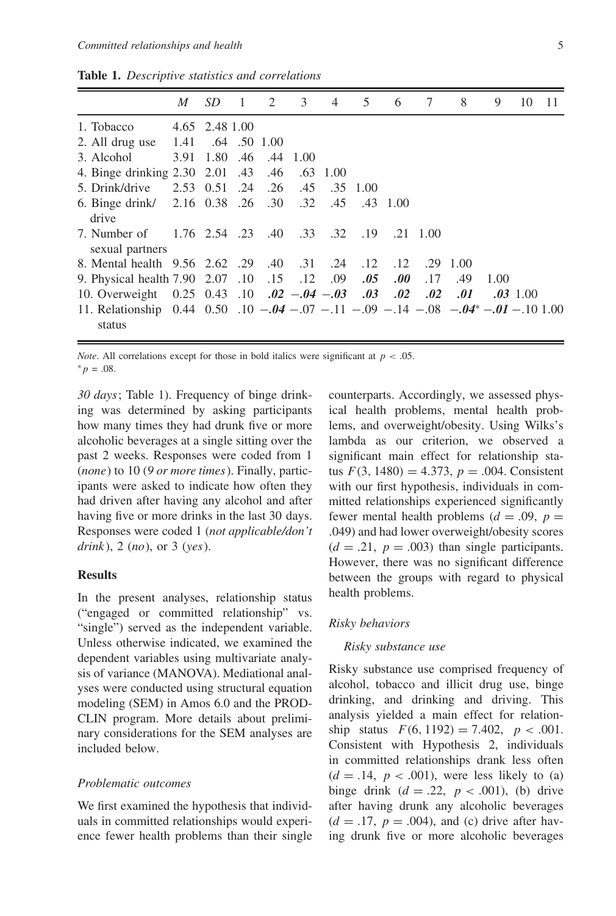**Table 1.** *Descriptive statistics and correlations*

| | *M* | *SD* | 1 | 2 | 3 | 4 | 5 | 6 | 7 | 8 | 9 | 10 | 11 |
|---|---|---|---|---|---|---|---|---|---|---|---|---|---|
| 1. Tobacco | 4.65 | 2.48 | 1.00 | | | | | | | | | | |
| 2. All drug use | 1.41 | .64 | .50 | 1.00 | | | | | | | | | |
| 3. Alcohol | 3.91 | 1.80 | .46 | .44 | 1.00 | | | | | | | | |
| 4. Binge drinking | 2.30 | 2.01 | .43 | .46 | .63 | 1.00 | | | | | | | |
| 5. Drink/drive | 2.53 | 0.51 | .24 | .26 | .45 | .35 | 1.00 | | | | | | |
| 6. Binge drink/drive | 2.16 | 0.38 | .26 | .30 | .32 | .45 | .43 | 1.00 | | | | | |
| 7. Number of sexual partners | 1.76 | 2.54 | .23 | .40 | .33 | .32 | .19 | .21 | 1.00 | | | | |
| 8. Mental health | 9.56 | 2.62 | .29 | .40 | .31 | .24 | .12 | .12 | .29 | 1.00 | | | |
| 9. Physical health | 7.90 | 2.07 | .10 | .15 | .12 | .09 | ***.05*** | ***.00*** | .17 | .49 | 1.00 | | |
| 10. Overweight | 0.25 | 0.43 | .10 | ***.02*** | ***−.04*** | ***−.03*** | ***.03*** | ***.02*** | ***.02*** | ***.01*** | ***.03*** | 1.00 | |
| 11. Relationship status | 0.44 | 0.50 | .10 | ***−.04*** | −.07 | −.11 | −.09 | −.14 | −.08 | ***−.04**** | ***−.01*** | −.10 | 1.00 |

*Note*. All correlations except for those in bold italics were significant at $p < .05$.
* $p = .08$.

*30 days*; Table 1). Frequency of binge drinking was determined by asking participants how many times they had drunk five or more alcoholic beverages at a single sitting over the past 2 weeks. Responses were coded from 1 (*none*) to 10 (*9 or more times*). Finally, participants were asked to indicate how often they had driven after having any alcohol and after having five or more drinks in the last 30 days. Responses were coded 1 (*not applicable/don't drink*), 2 (*no*), or 3 (*yes*).

### Results

In the present analyses, relationship status ("engaged or committed relationship" vs. "single") served as the independent variable. Unless otherwise indicated, we examined the dependent variables using multivariate analysis of variance (MANOVA). Mediational analyses were conducted using structural equation modeling (SEM) in Amos 6.0 and the PRODCLIN program. More details about preliminary considerations for the SEM analyses are included below.

#### *Problematic outcomes*

We first examined the hypothesis that individuals in committed relationships would experience fewer health problems than their single counterparts. Accordingly, we assessed physical health problems, mental health problems, and overweight/obesity. Using Wilks's lambda as our criterion, we observed a significant main effect for relationship status $F(3, 1480) = 4.373$, $p = .004$. Consistent with our first hypothesis, individuals in committed relationships experienced significantly fewer mental health problems ($d = .09$, $p = .049$) and had lower overweight/obesity scores ($d = .21$, $p = .003$) than single participants. However, there was no significant difference between the groups with regard to physical health problems.

#### *Risky behaviors*

##### *Risky substance use*

Risky substance use comprised frequency of alcohol, tobacco and illicit drug use, binge drinking, and drinking and driving. This analysis yielded a main effect for relationship status $F(6, 1192) = 7.402$, $p < .001$. Consistent with Hypothesis 2, individuals in committed relationships drank less often ($d = .14$, $p < .001$), were less likely to (a) binge drink ($d = .22$, $p < .001$), (b) drive after having drunk any alcoholic beverages ($d = .17$, $p = .004$), and (c) drive after having drunk five or more alcoholic beverages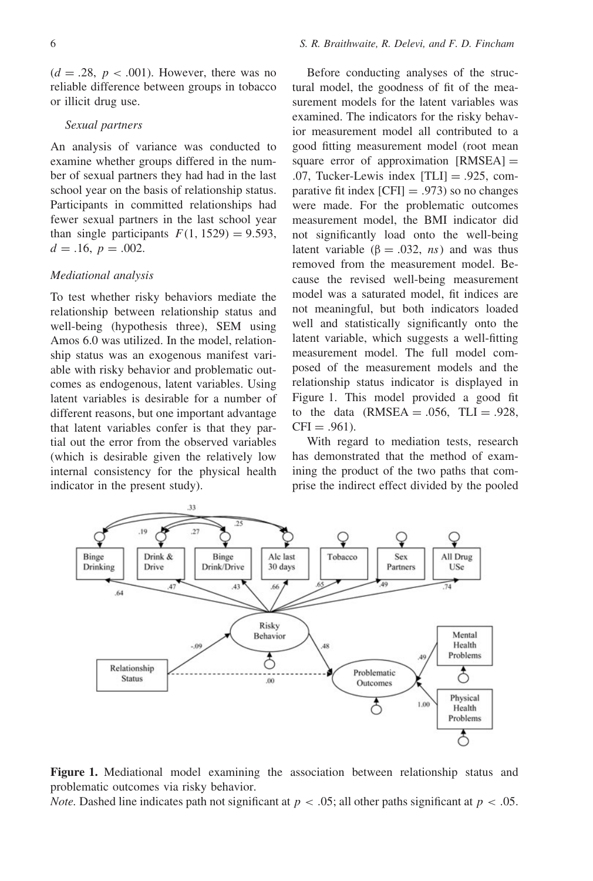($d = .28$, $p < .001$). However, there was no reliable difference between groups in tobacco or illicit drug use.

*Sexual partners*

An analysis of variance was conducted to examine whether groups differed in the number of sexual partners they had had in the last school year on the basis of relationship status. Participants in committed relationships had fewer sexual partners in the last school year than single participants $F(1, 1529) = 9.593$, $d = .16$, $p = .002$.

*Mediational analysis*

To test whether risky behaviors mediate the relationship between relationship status and well-being (hypothesis three), SEM using Amos 6.0 was utilized. In the model, relationship status was an exogenous manifest variable with risky behavior and problematic outcomes as endogenous, latent variables. Using latent variables is desirable for a number of different reasons, but one important advantage that latent variables confer is that they partial out the error from the observed variables (which is desirable given the relatively low internal consistency for the physical health indicator in the present study).

Before conducting analyses of the structural model, the goodness of fit of the measurement models for the latent variables was examined. The indicators for the risky behavior measurement model all contributed to a good fitting measurement model (root mean square error of approximation [RMSEA] = .07, Tucker-Lewis index [TLI] = .925, comparative fit index [CFI] = .973) so no changes were made. For the problematic outcomes measurement model, the BMI indicator did not significantly load onto the well-being latent variable ($\beta = .032$, *ns*) and was thus removed from the measurement model. Because the revised well-being measurement model was a saturated model, fit indices are not meaningful, but both indicators loaded well and statistically significantly onto the latent variable, which suggests a well-fitting measurement model. The full model composed of the measurement models and the relationship status indicator is displayed in Figure 1. This model provided a good fit to the data (RMSEA = .056, TLI = .928, CFI = .961).

With regard to mediation tests, research has demonstrated that the method of examining the product of the two paths that comprise the indirect effect divided by the pooled

**Figure 1.** Mediational model examining the association between relationship status and problematic outcomes via risky behavior.

*Note.* Dashed line indicates path not significant at $p < .05$; all other paths significant at $p < .05$.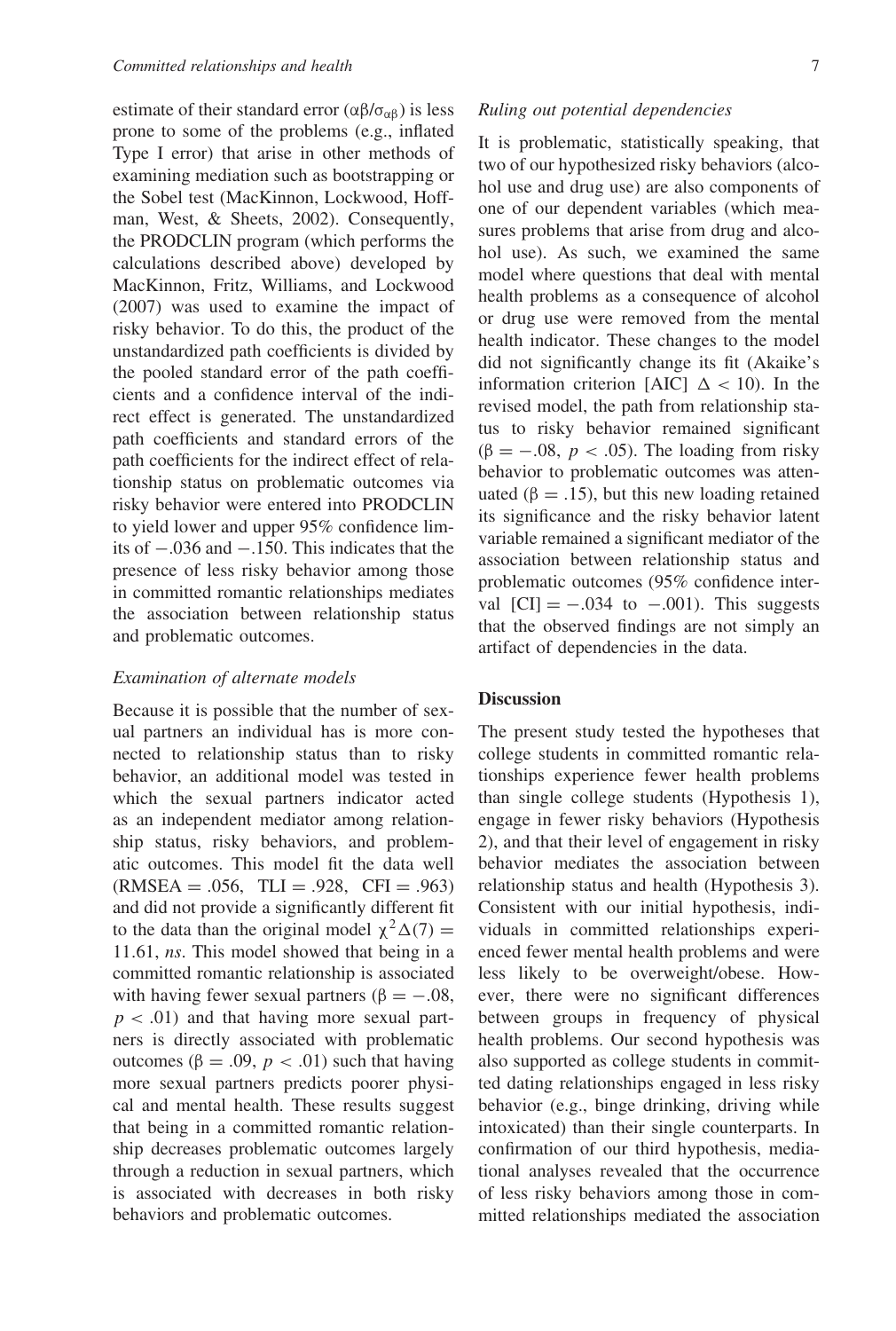estimate of their standard error ($\alpha\beta/\sigma_{\alpha\beta}$) is less prone to some of the problems (e.g., inflated Type I error) that arise in other methods of examining mediation such as bootstrapping or the Sobel test (MacKinnon, Lockwood, Hoffman, West, & Sheets, 2002). Consequently, the PRODCLIN program (which performs the calculations described above) developed by MacKinnon, Fritz, Williams, and Lockwood (2007) was used to examine the impact of risky behavior. To do this, the product of the unstandardized path coefficients is divided by the pooled standard error of the path coefficients and a confidence interval of the indirect effect is generated. The unstandardized path coefficients and standard errors of the path coefficients for the indirect effect of relationship status on problematic outcomes via risky behavior were entered into PRODCLIN to yield lower and upper 95% confidence limits of −.036 and −.150. This indicates that the presence of less risky behavior among those in committed romantic relationships mediates the association between relationship status and problematic outcomes.

### *Examination of alternate models*

Because it is possible that the number of sexual partners an individual has is more connected to relationship status than to risky behavior, an additional model was tested in which the sexual partners indicator acted as an independent mediator among relationship status, risky behaviors, and problematic outcomes. This model fit the data well (RMSEA = .056, TLI = .928, CFI = .963) and did not provide a significantly different fit to the data than the original model $\chi^2\Delta(7) = 11.61$, *ns*. This model showed that being in a committed romantic relationship is associated with having fewer sexual partners ($\beta = -.08$, $p < .01$) and that having more sexual partners is directly associated with problematic outcomes ($\beta = .09$, $p < .01$) such that having more sexual partners predicts poorer physical and mental health. These results suggest that being in a committed romantic relationship decreases problematic outcomes largely through a reduction in sexual partners, which is associated with decreases in both risky behaviors and problematic outcomes.

### *Ruling out potential dependencies*

It is problematic, statistically speaking, that two of our hypothesized risky behaviors (alcohol use and drug use) are also components of one of our dependent variables (which measures problems that arise from drug and alcohol use). As such, we examined the same model where questions that deal with mental health problems as a consequence of alcohol or drug use were removed from the mental health indicator. These changes to the model did not significantly change its fit (Akaike's information criterion [AIC] $\Delta < 10$). In the revised model, the path from relationship status to risky behavior remained significant ($\beta = -.08$, $p < .05$). The loading from risky behavior to problematic outcomes was attenuated ($\beta = .15$), but this new loading retained its significance and the risky behavior latent variable remained a significant mediator of the association between relationship status and problematic outcomes (95% confidence interval [CI] = −.034 to −.001). This suggests that the observed findings are not simply an artifact of dependencies in the data.

## Discussion

The present study tested the hypotheses that college students in committed romantic relationships experience fewer health problems than single college students (Hypothesis 1), engage in fewer risky behaviors (Hypothesis 2), and that their level of engagement in risky behavior mediates the association between relationship status and health (Hypothesis 3). Consistent with our initial hypothesis, individuals in committed relationships experienced fewer mental health problems and were less likely to be overweight/obese. However, there were no significant differences between groups in frequency of physical health problems. Our second hypothesis was also supported as college students in committed dating relationships engaged in less risky behavior (e.g., binge drinking, driving while intoxicated) than their single counterparts. In confirmation of our third hypothesis, mediational analyses revealed that the occurrence of less risky behaviors among those in committed relationships mediated the association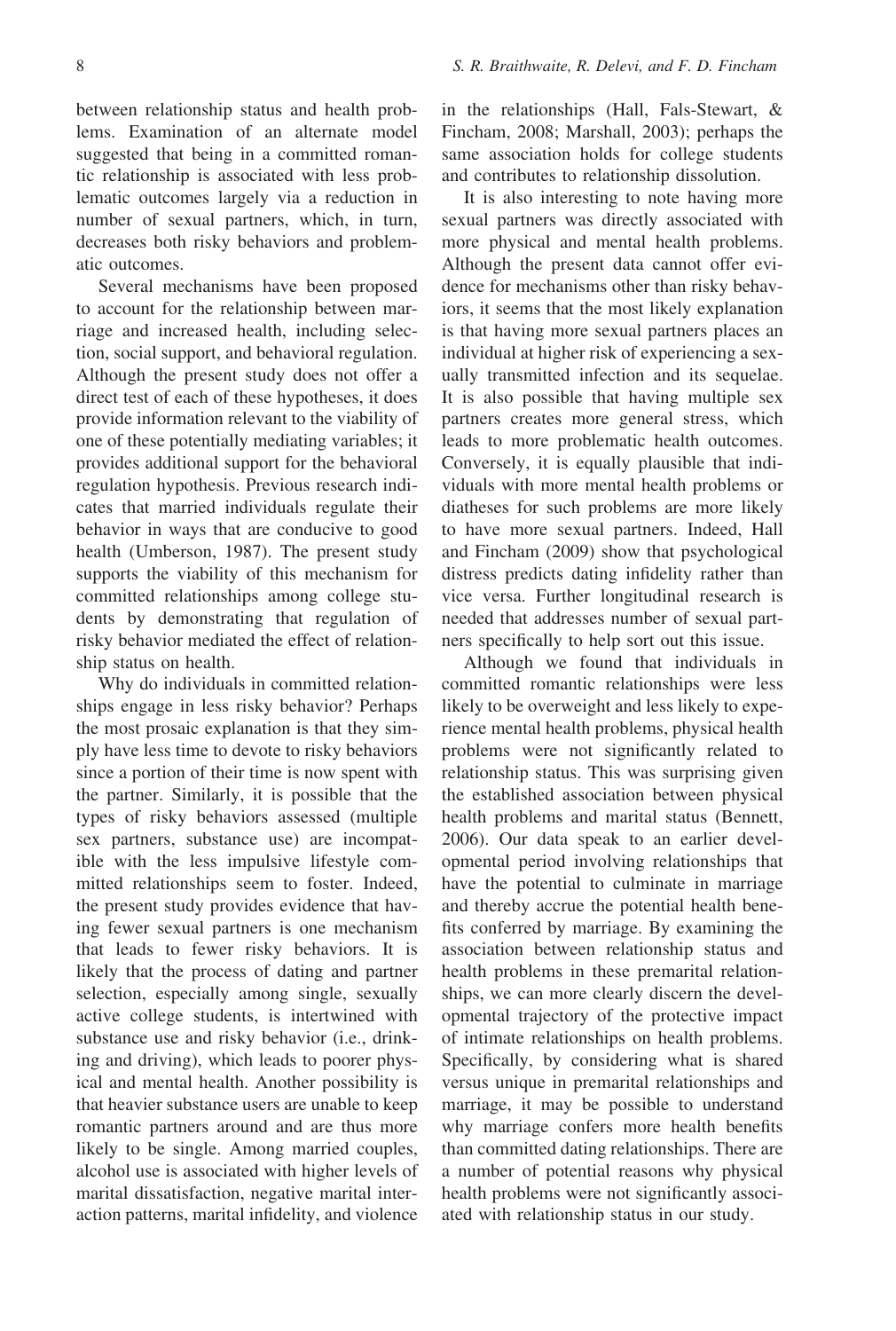between relationship status and health problems. Examination of an alternate model suggested that being in a committed romantic relationship is associated with less problematic outcomes largely via a reduction in number of sexual partners, which, in turn, decreases both risky behaviors and problematic outcomes.

Several mechanisms have been proposed to account for the relationship between marriage and increased health, including selection, social support, and behavioral regulation. Although the present study does not offer a direct test of each of these hypotheses, it does provide information relevant to the viability of one of these potentially mediating variables; it provides additional support for the behavioral regulation hypothesis. Previous research indicates that married individuals regulate their behavior in ways that are conducive to good health (Umberson, 1987). The present study supports the viability of this mechanism for committed relationships among college students by demonstrating that regulation of risky behavior mediated the effect of relationship status on health.

Why do individuals in committed relationships engage in less risky behavior? Perhaps the most prosaic explanation is that they simply have less time to devote to risky behaviors since a portion of their time is now spent with the partner. Similarly, it is possible that the types of risky behaviors assessed (multiple sex partners, substance use) are incompatible with the less impulsive lifestyle committed relationships seem to foster. Indeed, the present study provides evidence that having fewer sexual partners is one mechanism that leads to fewer risky behaviors. It is likely that the process of dating and partner selection, especially among single, sexually active college students, is intertwined with substance use and risky behavior (i.e., drinking and driving), which leads to poorer physical and mental health. Another possibility is that heavier substance users are unable to keep romantic partners around and are thus more likely to be single. Among married couples, alcohol use is associated with higher levels of marital dissatisfaction, negative marital interaction patterns, marital infidelity, and violence in the relationships (Hall, Fals-Stewart, & Fincham, 2008; Marshall, 2003); perhaps the same association holds for college students and contributes to relationship dissolution.

It is also interesting to note having more sexual partners was directly associated with more physical and mental health problems. Although the present data cannot offer evidence for mechanisms other than risky behaviors, it seems that the most likely explanation is that having more sexual partners places an individual at higher risk of experiencing a sexually transmitted infection and its sequelae. It is also possible that having multiple sex partners creates more general stress, which leads to more problematic health outcomes. Conversely, it is equally plausible that individuals with more mental health problems or diatheses for such problems are more likely to have more sexual partners. Indeed, Hall and Fincham (2009) show that psychological distress predicts dating infidelity rather than vice versa. Further longitudinal research is needed that addresses number of sexual partners specifically to help sort out this issue.

Although we found that individuals in committed romantic relationships were less likely to be overweight and less likely to experience mental health problems, physical health problems were not significantly related to relationship status. This was surprising given the established association between physical health problems and marital status (Bennett, 2006). Our data speak to an earlier developmental period involving relationships that have the potential to culminate in marriage and thereby accrue the potential health benefits conferred by marriage. By examining the association between relationship status and health problems in these premarital relationships, we can more clearly discern the developmental trajectory of the protective impact of intimate relationships on health problems. Specifically, by considering what is shared versus unique in premarital relationships and marriage, it may be possible to understand why marriage confers more health benefits than committed dating relationships. There are a number of potential reasons why physical health problems were not significantly associated with relationship status in our study.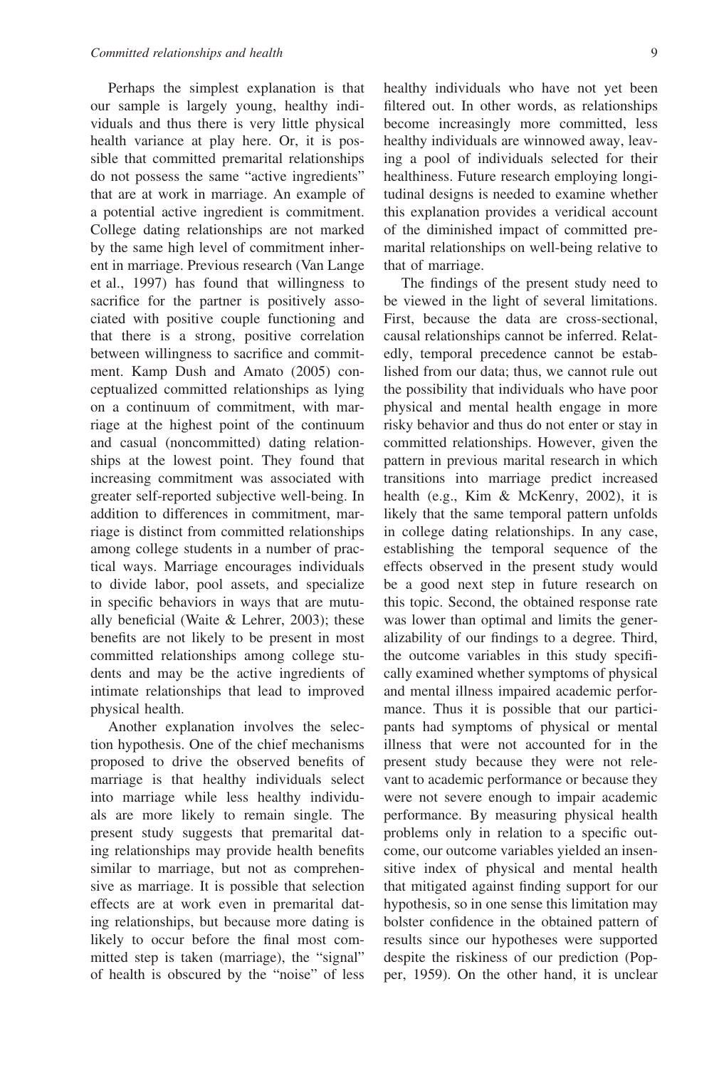Perhaps the simplest explanation is that our sample is largely young, healthy individuals and thus there is very little physical health variance at play here. Or, it is possible that committed premarital relationships do not possess the same "active ingredients" that are at work in marriage. An example of a potential active ingredient is commitment. College dating relationships are not marked by the same high level of commitment inherent in marriage. Previous research (Van Lange et al., 1997) has found that willingness to sacrifice for the partner is positively associated with positive couple functioning and that there is a strong, positive correlation between willingness to sacrifice and commitment. Kamp Dush and Amato (2005) conceptualized committed relationships as lying on a continuum of commitment, with marriage at the highest point of the continuum and casual (noncommitted) dating relationships at the lowest point. They found that increasing commitment was associated with greater self-reported subjective well-being. In addition to differences in commitment, marriage is distinct from committed relationships among college students in a number of practical ways. Marriage encourages individuals to divide labor, pool assets, and specialize in specific behaviors in ways that are mutually beneficial (Waite & Lehrer, 2003); these benefits are not likely to be present in most committed relationships among college students and may be the active ingredients of intimate relationships that lead to improved physical health.

Another explanation involves the selection hypothesis. One of the chief mechanisms proposed to drive the observed benefits of marriage is that healthy individuals select into marriage while less healthy individuals are more likely to remain single. The present study suggests that premarital dating relationships may provide health benefits similar to marriage, but not as comprehensive as marriage. It is possible that selection effects are at work even in premarital dating relationships, but because more dating is likely to occur before the final most committed step is taken (marriage), the "signal" of health is obscured by the "noise" of less healthy individuals who have not yet been filtered out. In other words, as relationships become increasingly more committed, less healthy individuals are winnowed away, leaving a pool of individuals selected for their healthiness. Future research employing longitudinal designs is needed to examine whether this explanation provides a veridical account of the diminished impact of committed premarital relationships on well-being relative to that of marriage.

The findings of the present study need to be viewed in the light of several limitations. First, because the data are cross-sectional, causal relationships cannot be inferred. Relatedly, temporal precedence cannot be established from our data; thus, we cannot rule out the possibility that individuals who have poor physical and mental health engage in more risky behavior and thus do not enter or stay in committed relationships. However, given the pattern in previous marital research in which transitions into marriage predict increased health (e.g., Kim & McKenry, 2002), it is likely that the same temporal pattern unfolds in college dating relationships. In any case, establishing the temporal sequence of the effects observed in the present study would be a good next step in future research on this topic. Second, the obtained response rate was lower than optimal and limits the generalizability of our findings to a degree. Third, the outcome variables in this study specifically examined whether symptoms of physical and mental illness impaired academic performance. Thus it is possible that our participants had symptoms of physical or mental illness that were not accounted for in the present study because they were not relevant to academic performance or because they were not severe enough to impair academic performance. By measuring physical health problems only in relation to a specific outcome, our outcome variables yielded an insensitive index of physical and mental health that mitigated against finding support for our hypothesis, so in one sense this limitation may bolster confidence in the obtained pattern of results since our hypotheses were supported despite the riskiness of our prediction (Popper, 1959). On the other hand, it is unclear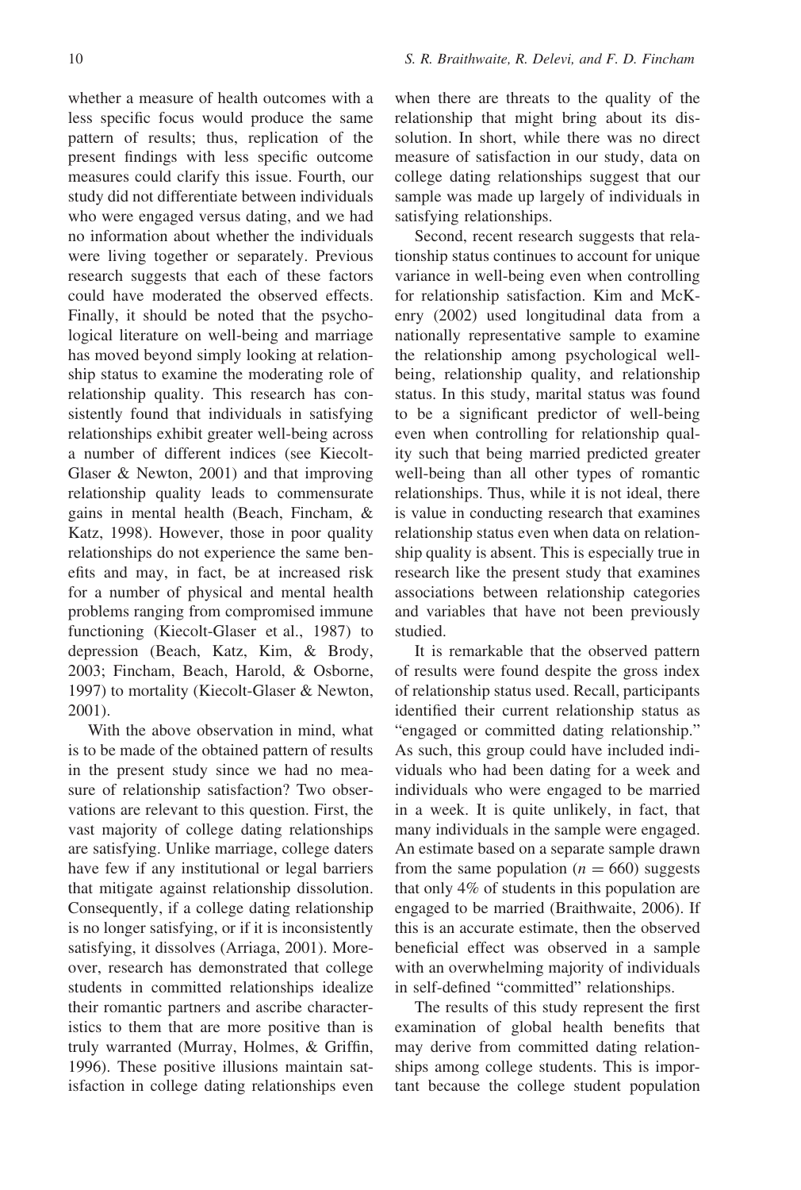whether a measure of health outcomes with a less specific focus would produce the same pattern of results; thus, replication of the present findings with less specific outcome measures could clarify this issue. Fourth, our study did not differentiate between individuals who were engaged versus dating, and we had no information about whether the individuals were living together or separately. Previous research suggests that each of these factors could have moderated the observed effects. Finally, it should be noted that the psychological literature on well-being and marriage has moved beyond simply looking at relationship status to examine the moderating role of relationship quality. This research has consistently found that individuals in satisfying relationships exhibit greater well-being across a number of different indices (see Kiecolt-Glaser & Newton, 2001) and that improving relationship quality leads to commensurate gains in mental health (Beach, Fincham, & Katz, 1998). However, those in poor quality relationships do not experience the same benefits and may, in fact, be at increased risk for a number of physical and mental health problems ranging from compromised immune functioning (Kiecolt-Glaser et al., 1987) to depression (Beach, Katz, Kim, & Brody, 2003; Fincham, Beach, Harold, & Osborne, 1997) to mortality (Kiecolt-Glaser & Newton, 2001).

With the above observation in mind, what is to be made of the obtained pattern of results in the present study since we had no measure of relationship satisfaction? Two observations are relevant to this question. First, the vast majority of college dating relationships are satisfying. Unlike marriage, college daters have few if any institutional or legal barriers that mitigate against relationship dissolution. Consequently, if a college dating relationship is no longer satisfying, or if it is inconsistently satisfying, it dissolves (Arriaga, 2001). Moreover, research has demonstrated that college students in committed relationships idealize their romantic partners and ascribe characteristics to them that are more positive than is truly warranted (Murray, Holmes, & Griffin, 1996). These positive illusions maintain satisfaction in college dating relationships even when there are threats to the quality of the relationship that might bring about its dissolution. In short, while there was no direct measure of satisfaction in our study, data on college dating relationships suggest that our sample was made up largely of individuals in satisfying relationships.

Second, recent research suggests that relationship status continues to account for unique variance in well-being even when controlling for relationship satisfaction. Kim and McKenry (2002) used longitudinal data from a nationally representative sample to examine the relationship among psychological well-being, relationship quality, and relationship status. In this study, marital status was found to be a significant predictor of well-being even when controlling for relationship quality such that being married predicted greater well-being than all other types of romantic relationships. Thus, while it is not ideal, there is value in conducting research that examines relationship status even when data on relationship quality is absent. This is especially true in research like the present study that examines associations between relationship categories and variables that have not been previously studied.

It is remarkable that the observed pattern of results were found despite the gross index of relationship status used. Recall, participants identified their current relationship status as "engaged or committed dating relationship." As such, this group could have included individuals who had been dating for a week and individuals who were engaged to be married in a week. It is quite unlikely, in fact, that many individuals in the sample were engaged. An estimate based on a separate sample drawn from the same population ($n = 660$) suggests that only 4% of students in this population are engaged to be married (Braithwaite, 2006). If this is an accurate estimate, then the observed beneficial effect was observed in a sample with an overwhelming majority of individuals in self-defined "committed" relationships.

The results of this study represent the first examination of global health benefits that may derive from committed dating relationships among college students. This is important because the college student population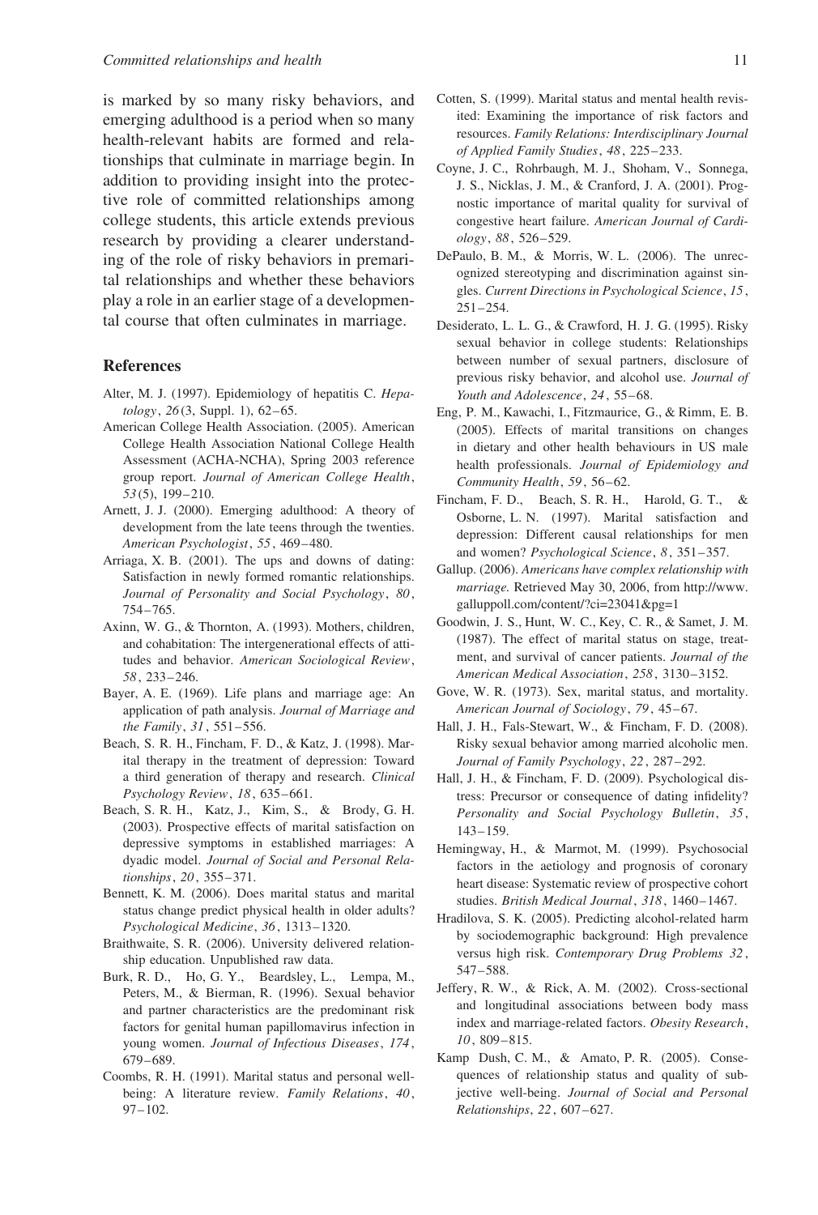is marked by so many risky behaviors, and emerging adulthood is a period when so many health-relevant habits are formed and relationships that culminate in marriage begin. In addition to providing insight into the protective role of committed relationships among college students, this article extends previous research by providing a clearer understanding of the role of risky behaviors in premarital relationships and whether these behaviors play a role in an earlier stage of a developmental course that often culminates in marriage.

## References

Alter, M. J. (1997). Epidemiology of hepatitis C. *Hepatology*, *26*(3, Suppl. 1), 62–65.

American College Health Association. (2005). American College Health Association National College Health Assessment (ACHA-NCHA), Spring 2003 reference group report. *Journal of American College Health*, *53*(5), 199–210.

Arnett, J. J. (2000). Emerging adulthood: A theory of development from the late teens through the twenties. *American Psychologist*, *55*, 469–480.

Arriaga, X. B. (2001). The ups and downs of dating: Satisfaction in newly formed romantic relationships. *Journal of Personality and Social Psychology*, *80*, 754–765.

Axinn, W. G., & Thornton, A. (1993). Mothers, children, and cohabitation: The intergenerational effects of attitudes and behavior. *American Sociological Review*, *58*, 233–246.

Bayer, A. E. (1969). Life plans and marriage age: An application of path analysis. *Journal of Marriage and the Family*, *31*, 551–556.

Beach, S. R. H., Fincham, F. D., & Katz, J. (1998). Marital therapy in the treatment of depression: Toward a third generation of therapy and research. *Clinical Psychology Review*, *18*, 635–661.

Beach, S. R. H., Katz, J., Kim, S., & Brody, G. H. (2003). Prospective effects of marital satisfaction on depressive symptoms in established marriages: A dyadic model. *Journal of Social and Personal Relationships*, *20*, 355–371.

Bennett, K. M. (2006). Does marital status and marital status change predict physical health in older adults? *Psychological Medicine*, *36*, 1313–1320.

Braithwaite, S. R. (2006). University delivered relationship education. Unpublished raw data.

Burk, R. D., Ho, G. Y., Beardsley, L., Lempa, M., Peters, M., & Bierman, R. (1996). Sexual behavior and partner characteristics are the predominant risk factors for genital human papillomavirus infection in young women. *Journal of Infectious Diseases*, *174*, 679–689.

Coombs, R. H. (1991). Marital status and personal well-being: A literature review. *Family Relations*, *40*, 97–102.

Cotten, S. (1999). Marital status and mental health revisited: Examining the importance of risk factors and resources. *Family Relations: Interdisciplinary Journal of Applied Family Studies*, *48*, 225–233.

Coyne, J. C., Rohrbaugh, M. J., Shoham, V., Sonnega, J. S., Nicklas, J. M., & Cranford, J. A. (2001). Prognostic importance of marital quality for survival of congestive heart failure. *American Journal of Cardiology*, *88*, 526–529.

DePaulo, B. M., & Morris, W. L. (2006). The unrecognized stereotyping and discrimination against singles. *Current Directions in Psychological Science*, *15*, 251–254.

Desiderato, L. L. G., & Crawford, H. J. G. (1995). Risky sexual behavior in college students: Relationships between number of sexual partners, disclosure of previous risky behavior, and alcohol use. *Journal of Youth and Adolescence*, *24*, 55–68.

Eng, P. M., Kawachi, I., Fitzmaurice, G., & Rimm, E. B. (2005). Effects of marital transitions on changes in dietary and other health behaviours in US male health professionals. *Journal of Epidemiology and Community Health*, *59*, 56–62.

Fincham, F. D., Beach, S. R. H., Harold, G. T., & Osborne, L. N. (1997). Marital satisfaction and depression: Different causal relationships for men and women? *Psychological Science*, *8*, 351–357.

Gallup. (2006). *Americans have complex relationship with marriage.* Retrieved May 30, 2006, from http://www.galluppoll.com/content/?ci=23041&pg=1

Goodwin, J. S., Hunt, W. C., Key, C. R., & Samet, J. M. (1987). The effect of marital status on stage, treatment, and survival of cancer patients. *Journal of the American Medical Association*, *258*, 3130–3152.

Gove, W. R. (1973). Sex, marital status, and mortality. *American Journal of Sociology*, *79*, 45–67.

Hall, J. H., Fals-Stewart, W., & Fincham, F. D. (2008). Risky sexual behavior among married alcoholic men. *Journal of Family Psychology*, *22*, 287–292.

Hall, J. H., & Fincham, F. D. (2009). Psychological distress: Precursor or consequence of dating infidelity? *Personality and Social Psychology Bulletin*, *35*, 143–159.

Hemingway, H., & Marmot, M. (1999). Psychosocial factors in the aetiology and prognosis of coronary heart disease: Systematic review of prospective cohort studies. *British Medical Journal*, *318*, 1460–1467.

Hradilova, S. K. (2005). Predicting alcohol-related harm by sociodemographic background: High prevalence versus high risk. *Contemporary Drug Problems 32*, 547–588.

Jeffery, R. W., & Rick, A. M. (2002). Cross-sectional and longitudinal associations between body mass index and marriage-related factors. *Obesity Research*, *10*, 809–815.

Kamp Dush, C. M., & Amato, P. R. (2005). Consequences of relationship status and quality of subjective well-being. *Journal of Social and Personal Relationships*, *22*, 607–627.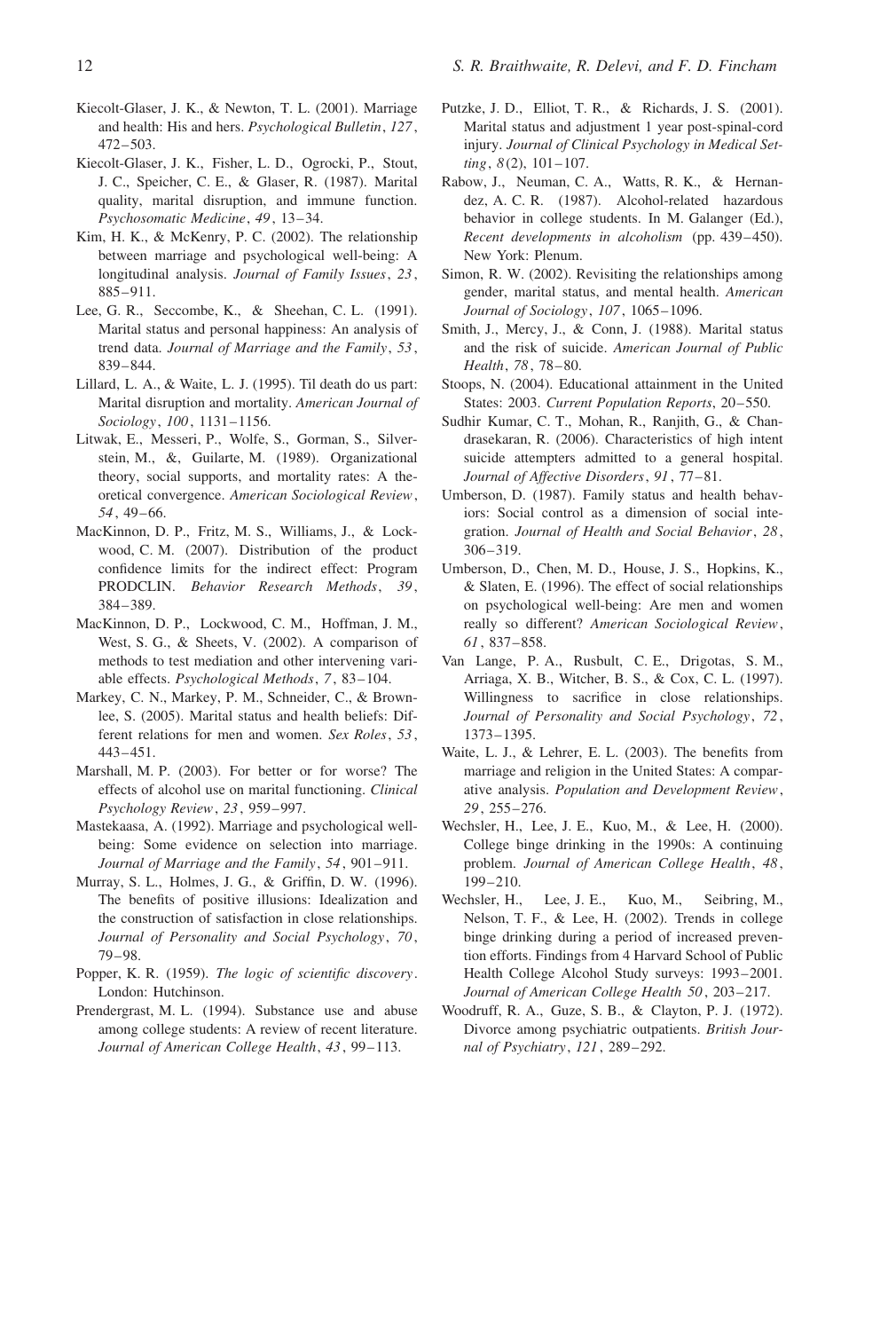Kiecolt-Glaser, J. K., & Newton, T. L. (2001). Marriage and health: His and hers. *Psychological Bulletin*, *127*, 472–503.

Kiecolt-Glaser, J. K., Fisher, L. D., Ogrocki, P., Stout, J. C., Speicher, C. E., & Glaser, R. (1987). Marital quality, marital disruption, and immune function. *Psychosomatic Medicine*, *49*, 13–34.

Kim, H. K., & McKenry, P. C. (2002). The relationship between marriage and psychological well-being: A longitudinal analysis. *Journal of Family Issues*, *23*, 885–911.

Lee, G. R., Seccombe, K., & Sheehan, C. L. (1991). Marital status and personal happiness: An analysis of trend data. *Journal of Marriage and the Family*, *53*, 839–844.

Lillard, L. A., & Waite, L. J. (1995). Til death do us part: Marital disruption and mortality. *American Journal of Sociology*, *100*, 1131–1156.

Litwak, E., Messeri, P., Wolfe, S., Gorman, S., Silverstein, M., &, Guilarte, M. (1989). Organizational theory, social supports, and mortality rates: A theoretical convergence. *American Sociological Review*, *54*, 49–66.

MacKinnon, D. P., Fritz, M. S., Williams, J., & Lockwood, C. M. (2007). Distribution of the product confidence limits for the indirect effect: Program PRODCLIN. *Behavior Research Methods*, *39*, 384–389.

MacKinnon, D. P., Lockwood, C. M., Hoffman, J. M., West, S. G., & Sheets, V. (2002). A comparison of methods to test mediation and other intervening variable effects. *Psychological Methods*, *7*, 83–104.

Markey, C. N., Markey, P. M., Schneider, C., & Brownlee, S. (2005). Marital status and health beliefs: Different relations for men and women. *Sex Roles*, *53*, 443–451.

Marshall, M. P. (2003). For better or for worse? The effects of alcohol use on marital functioning. *Clinical Psychology Review*, *23*, 959–997.

Mastekaasa, A. (1992). Marriage and psychological well-being: Some evidence on selection into marriage. *Journal of Marriage and the Family*, *54*, 901–911.

Murray, S. L., Holmes, J. G., & Griffin, D. W. (1996). The benefits of positive illusions: Idealization and the construction of satisfaction in close relationships. *Journal of Personality and Social Psychology*, *70*, 79–98.

Popper, K. R. (1959). *The logic of scientific discovery*. London: Hutchinson.

Prendergrast, M. L. (1994). Substance use and abuse among college students: A review of recent literature. *Journal of American College Health*, *43*, 99–113.

Putzke, J. D., Elliot, T. R., & Richards, J. S. (2001). Marital status and adjustment 1 year post-spinal-cord injury. *Journal of Clinical Psychology in Medical Setting*, *8*(2), 101–107.

Rabow, J., Neuman, C. A., Watts, R. K., & Hernandez, A. C. R. (1987). Alcohol-related hazardous behavior in college students. In M. Galanger (Ed.), *Recent developments in alcoholism* (pp. 439–450). New York: Plenum.

Simon, R. W. (2002). Revisiting the relationships among gender, marital status, and mental health. *American Journal of Sociology*, *107*, 1065–1096.

Smith, J., Mercy, J., & Conn, J. (1988). Marital status and the risk of suicide. *American Journal of Public Health*, *78*, 78–80.

Stoops, N. (2004). Educational attainment in the United States: 2003. *Current Population Reports*, 20–550.

Sudhir Kumar, C. T., Mohan, R., Ranjith, G., & Chandrasekaran, R. (2006). Characteristics of high intent suicide attempters admitted to a general hospital. *Journal of Affective Disorders*, *91*, 77–81.

Umberson, D. (1987). Family status and health behaviors: Social control as a dimension of social integration. *Journal of Health and Social Behavior*, *28*, 306–319.

Umberson, D., Chen, M. D., House, J. S., Hopkins, K., & Slaten, E. (1996). The effect of social relationships on psychological well-being: Are men and women really so different? *American Sociological Review*, *61*, 837–858.

Van Lange, P. A., Rusbult, C. E., Drigotas, S. M., Arriaga, X. B., Witcher, B. S., & Cox, C. L. (1997). Willingness to sacrifice in close relationships. *Journal of Personality and Social Psychology*, *72*, 1373–1395.

Waite, L. J., & Lehrer, E. L. (2003). The benefits from marriage and religion in the United States: A comparative analysis. *Population and Development Review*, *29*, 255–276.

Wechsler, H., Lee, J. E., Kuo, M., & Lee, H. (2000). College binge drinking in the 1990s: A continuing problem. *Journal of American College Health*, *48*, 199–210.

Wechsler, H., Lee, J. E., Kuo, M., Seibring, M., Nelson, T. F., & Lee, H. (2002). Trends in college binge drinking during a period of increased prevention efforts. Findings from 4 Harvard School of Public Health College Alcohol Study surveys: 1993–2001. *Journal of American College Health 50*, 203–217.

Woodruff, R. A., Guze, S. B., & Clayton, P. J. (1972). Divorce among psychiatric outpatients. *British Journal of Psychiatry*, *121*, 289–292.